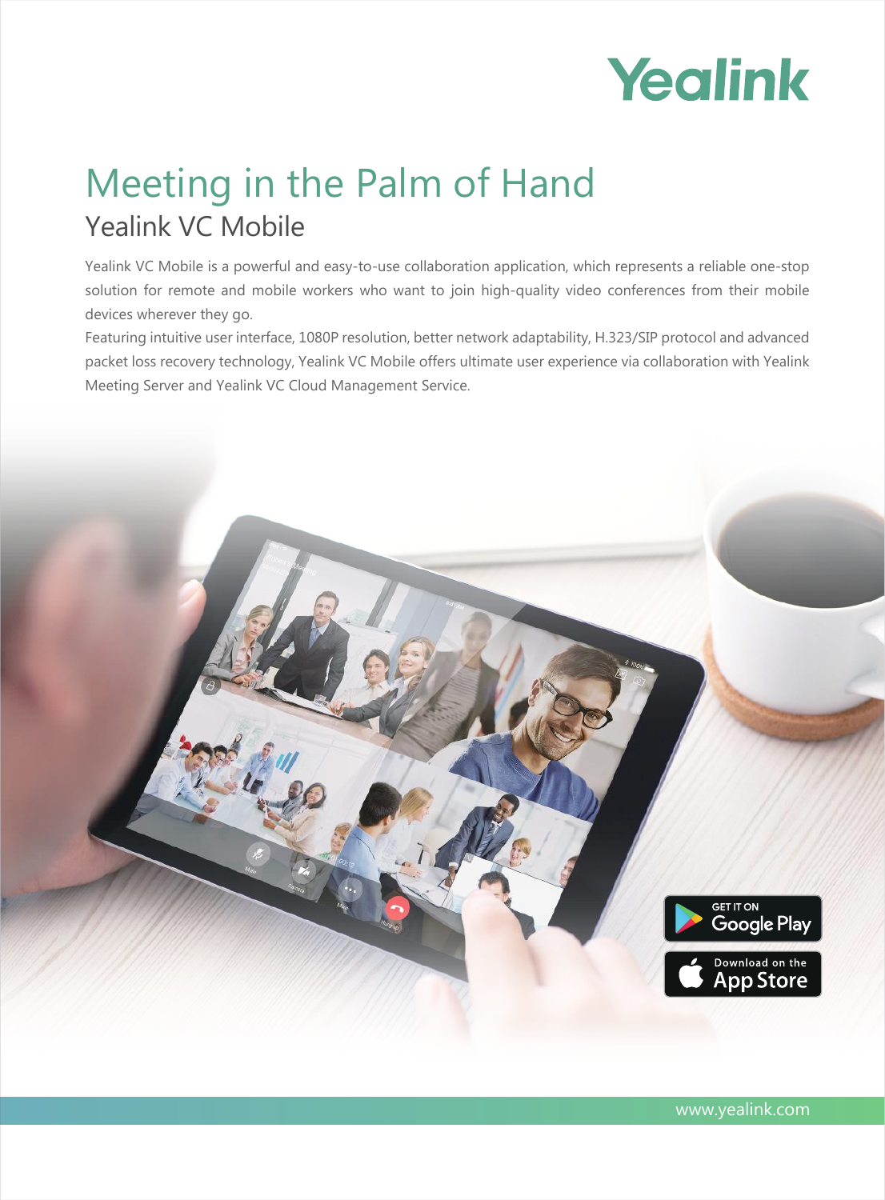Yealink

# Meeting in the Palm of Hand

## Yealink VC Mobile

Yealink VC Mobile is a powerful and easy-to-use collaboration application, which represents a reliable one-stop solution for remote and mobile workers who want to join high-quality video conferences from their mobile devices wherever they go.

Featuring intuitive user interface, 1080P resolution, better network adaptability, H.323/SIP protocol and advanced packet loss recovery technology, Yealink VC Mobile offers ultimate user experience via collaboration with Yealink Meeting Server and Yealink VC Cloud Management Service.

GET IT ON Google Play

Download on the App Store

www.yealink.com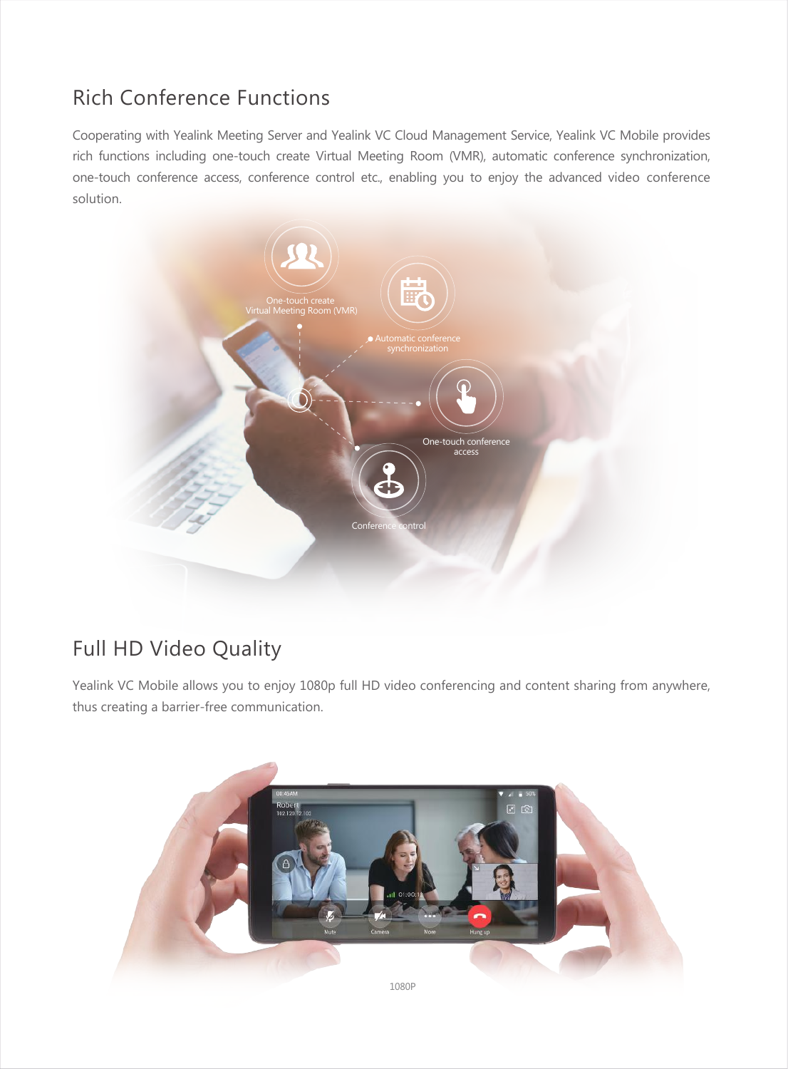## Rich Conference Functions

Cooperating with Yealink Meeting Server and Yealink VC Cloud Management Service, Yealink VC Mobile provides rich functions including one-touch create Virtual Meeting Room (VMR), automatic conference synchronization, one-touch conference access, conference control etc., enabling you to enjoy the advanced video conference solution.

One-touch create Virtual Meeting Room (VMR)

Automatic conference synchronization

One-touch conference access

Conference control

## Full HD Video Quality

Yealink VC Mobile allows you to enjoy 1080p full HD video conferencing and content sharing from anywhere, thus creating a barrier-free communication.

1080P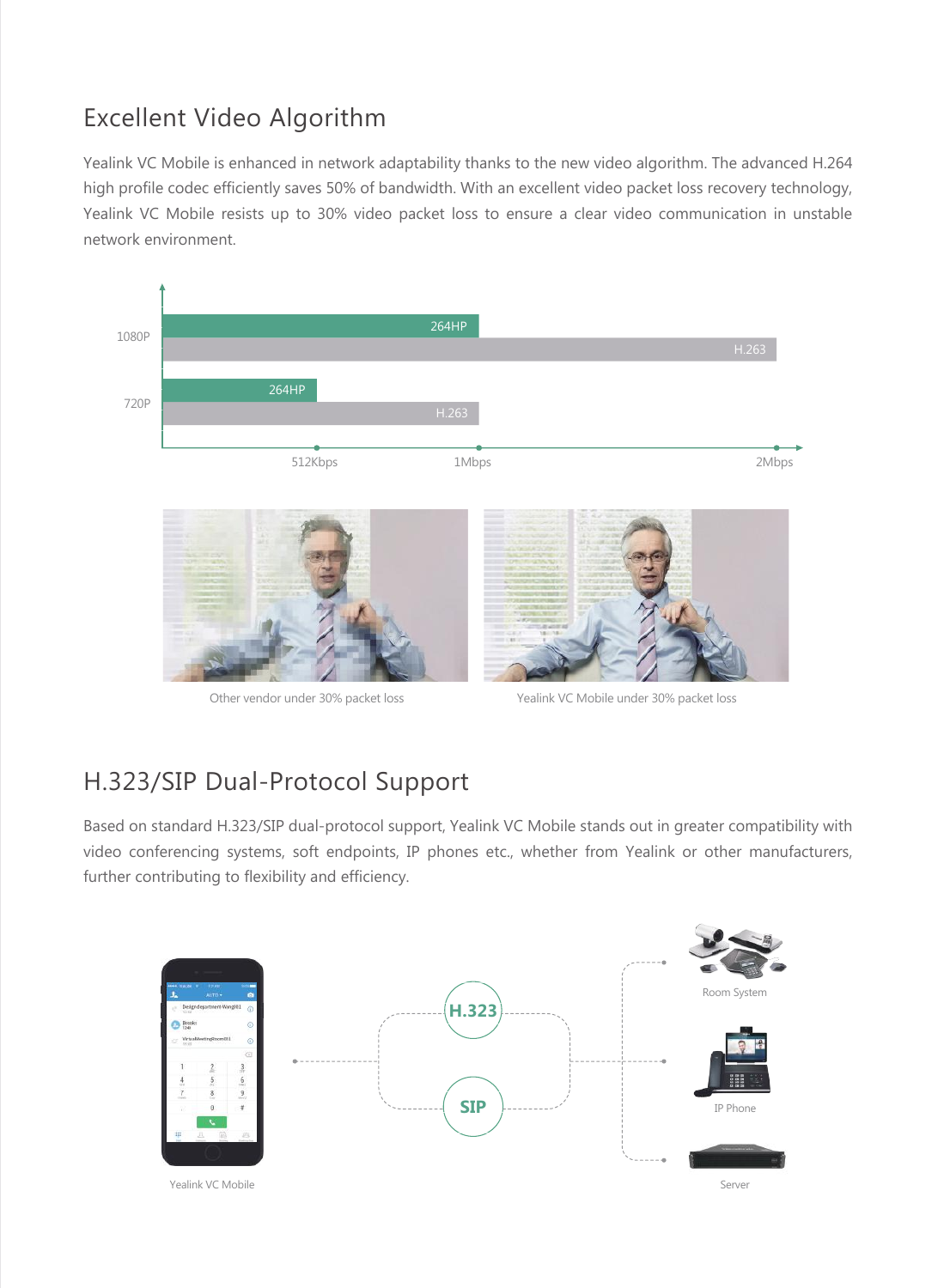## Excellent Video Algorithm

Yealink VC Mobile is enhanced in network adaptability thanks to the new video algorithm. The advanced H.264 high profile codec efficiently saves 50% of bandwidth. With an excellent video packet loss recovery technology, Yealink VC Mobile resists up to 30% video packet loss to ensure a clear video communication in unstable network environment.

1080P
264HP
H.263

720P
264HP
H.263

512Kbps 1Mbps 2Mbps

Other vendor under 30% packet loss

Yealink VC Mobile under 30% packet loss

## H.323/SIP Dual-Protocol Support

Based on standard H.323/SIP dual-protocol support, Yealink VC Mobile stands out in greater compatibility with video conferencing systems, soft endpoints, IP phones etc., whether from Yealink or other manufacturers, further contributing to flexibility and efficiency.

Yealink VC Mobile

H.323

SIP

Room System

IP Phone

Server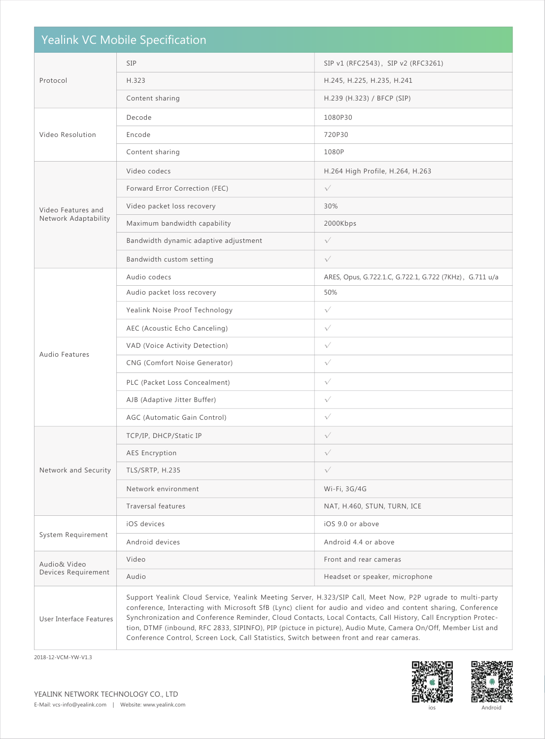# Yealink VC Mobile Specification

| | | |
|---|---|---|
| Protocol | SIP | SIP v1 (RFC2543)，SIP v2 (RFC3261) |
| | H.323 | H.245, H.225, H.235, H.241 |
| | Content sharing | H.239 (H.323) / BFCP (SIP) |
| Video Resolution | Decode | 1080P30 |
| | Encode | 720P30 |
| | Content sharing | 1080P |
| Video Features and Network Adaptability | Video codecs | H.264 High Profile, H.264, H.263 |
| | Forward Error Correction (FEC) | √ |
| | Video packet loss recovery | 30% |
| | Maximum bandwidth capability | 2000Kbps |
| | Bandwidth dynamic adaptive adjustment | √ |
| | Bandwidth custom setting | √ |
| Audio Features | Audio codecs | ARES, Opus, G.722.1.C, G.722.1, G.722 (7KHz)，G.711 u/a |
| | Audio packet loss recovery | 50% |
| | Yealink Noise Proof Technology | √ |
| | AEC (Acoustic Echo Canceling) | √ |
| | VAD (Voice Activity Detection) | √ |
| | CNG (Comfort Noise Generator) | √ |
| | PLC (Packet Loss Concealment) | √ |
| | AJB (Adaptive Jitter Buffer) | √ |
| | AGC (Automatic Gain Control) | √ |
| Network and Security | TCP/IP, DHCP/Static IP | √ |
| | AES Encryption | √ |
| | TLS/SRTP, H.235 | √ |
| | Network environment | Wi-Fi, 3G/4G |
| | Traversal features | NAT, H.460, STUN, TURN, ICE |
| System Requirement | iOS devices | iOS 9.0 or above |
| | Android devices | Android 4.4 or above |
| Audio& Video Devices Requirement | Video | Front and rear cameras |
| | Audio | Headset or speaker, microphone |
| User Interface Features | Support Yealink Cloud Service, Yealink Meeting Server, H.323/SIP Call, Meet Now, P2P ugrade to multi-party conference, Interacting with Microsoft SfB (Lync) client for audio and video and content sharing, Conference Synchronization and Conference Reminder, Cloud Contacts, Local Contacts, Call History, Call Encryption Protection, DTMF (inbound, RFC 2833, SIPINFO), PIP (pictuce in picture), Audio Mute, Camera On/Off, Member List and Conference Control, Screen Lock, Call Statistics, Switch between front and rear cameras. | |

2018-12-VCM-YW-V1.3

YEALINK NETWORK TECHNOLOGY CO., LTD

E-Mail: vcs-info@yealink.com | Website: www.yealink.com

ios

Android